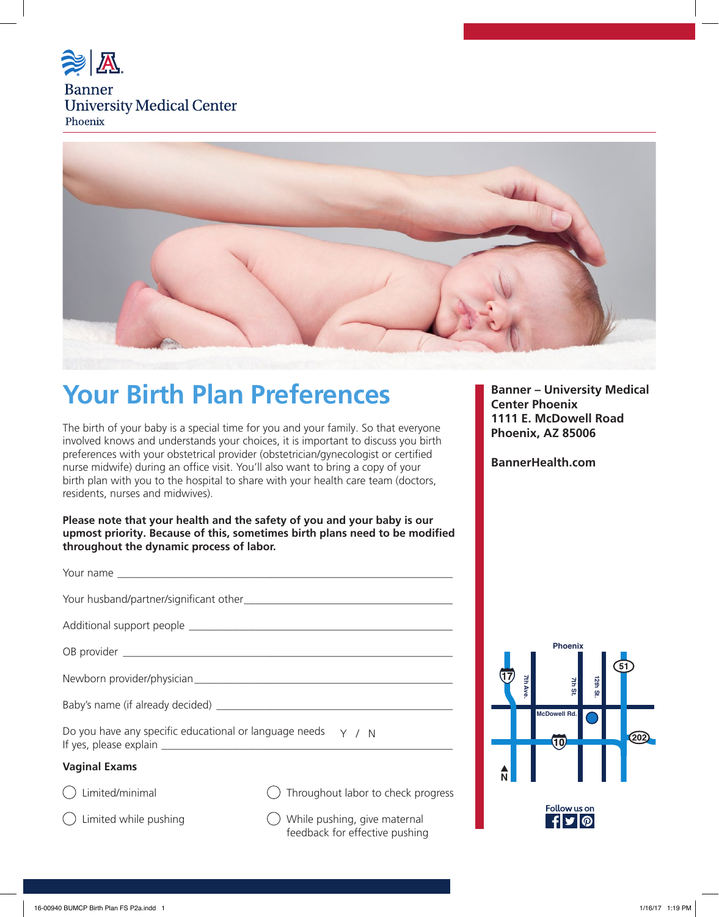Banner
University Medical Center
Phoenix

# Your Birth Plan Preferences

The birth of your baby is a special time for you and your family. So that everyone involved knows and understands your choices, it is important to discuss you birth preferences with your obstetrical provider (obstetrician/gynecologist or certified nurse midwife) during an office visit. You'll also want to bring a copy of your birth plan with you to the hospital to share with your health care team (doctors, residents, nurses and midwives).

**Please note that your health and the safety of you and your baby is our upmost priority. Because of this, sometimes birth plans need to be modified throughout the dynamic process of labor.**

Your name ___________________________________________________________

Your husband/partner/significant other____________________________________

Additional support people _____________________________________________

OB provider _________________________________________________________

Newborn provider/physician____________________________________________

Baby's name (if already decided) _______________________________________

Do you have any specific educational or language needs Y / N
If yes, please explain __________________________________________________

### Vaginal Exams

- ◯ Limited/minimal
- ◯ Throughout labor to check progress
- ◯ Limited while pushing
- ◯ While pushing, give maternal feedback for effective pushing

**Banner – University Medical Center Phoenix**
**1111 E. McDowell Road**
**Phoenix, AZ 85006**

**BannerHealth.com**

Follow us on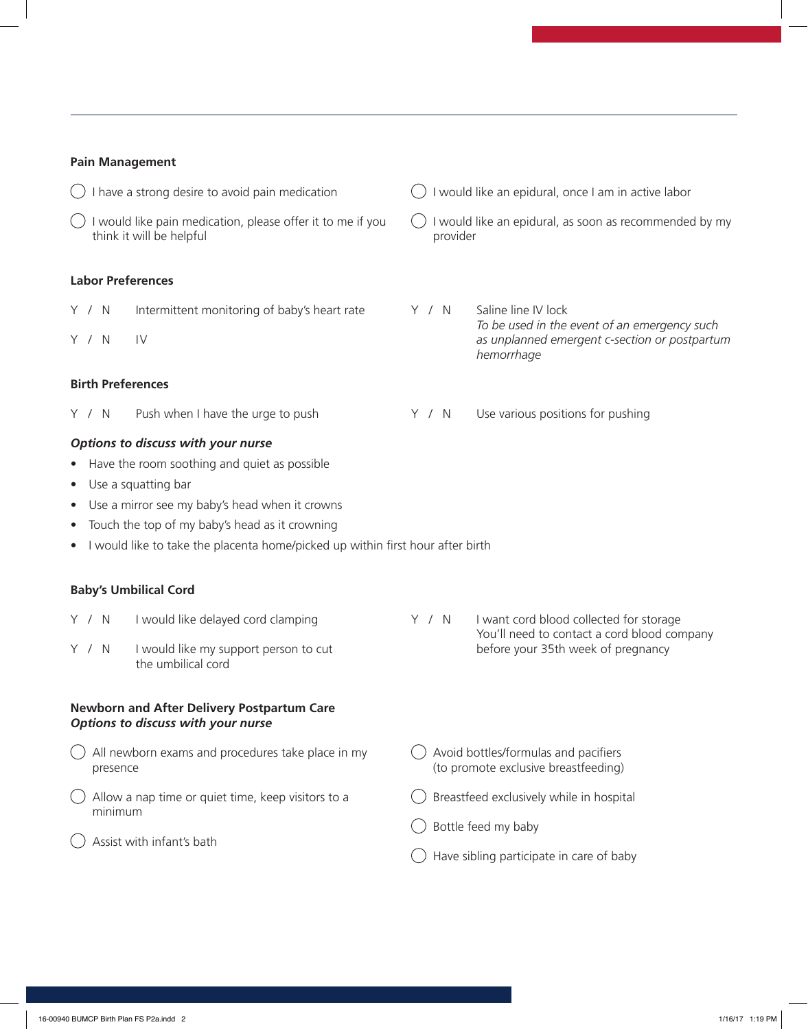### Pain Management

- ◯ I have a strong desire to avoid pain medication
- ◯ I would like pain medication, please offer it to me if you think it will be helpful
- ◯ I would like an epidural, once I am in active labor
- ◯ I would like an epidural, as soon as recommended by my provider

### Labor Preferences

- Y / N Intermittent monitoring of baby's heart rate
- Y / N IV
- Y / N Saline line IV lock
  *To be used in the event of an emergency such as unplanned emergent c-section or postpartum hemorrhage*

### Birth Preferences

- Y / N Push when I have the urge to push
- Y / N Use various positions for pushing

***Options to discuss with your nurse***

- Have the room soothing and quiet as possible
- Use a squatting bar
- Use a mirror see my baby's head when it crowns
- Touch the top of my baby's head as it crowning
- I would like to take the placenta home/picked up within first hour after birth

### Baby's Umbilical Cord

- Y / N I would like delayed cord clamping
- Y / N I would like my support person to cut the umbilical cord
- Y / N I want cord blood collected for storage
  You'll need to contact a cord blood company before your 35th week of pregnancy

### Newborn and After Delivery Postpartum Care

***Options to discuss with your nurse***

- ◯ All newborn exams and procedures take place in my presence
- ◯ Allow a nap time or quiet time, keep visitors to a minimum
- ◯ Assist with infant's bath
- ◯ Avoid bottles/formulas and pacifiers (to promote exclusive breastfeeding)
- ◯ Breastfeed exclusively while in hospital
- ◯ Bottle feed my baby
- ◯ Have sibling participate in care of baby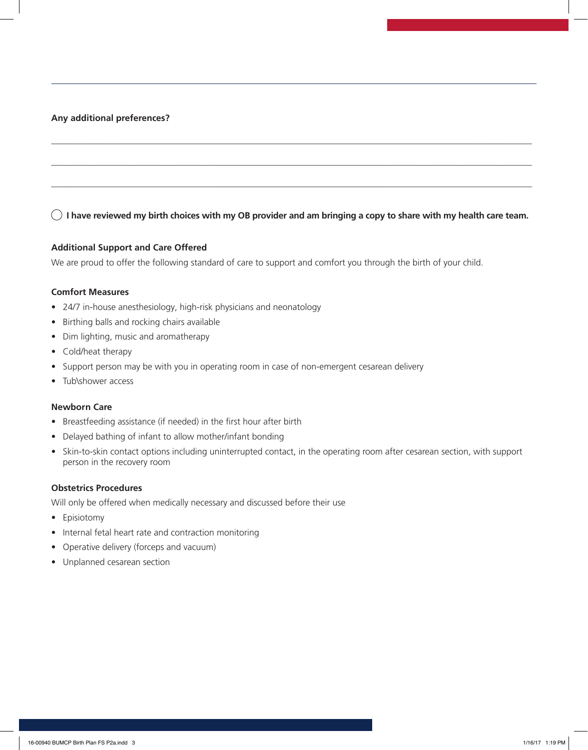**Any additional preferences?**

\_\_\_\_\_\_\_\_\_\_\_\_\_\_\_\_\_\_\_\_\_\_\_\_\_\_\_\_\_\_\_\_\_\_\_\_\_\_\_\_\_\_\_\_\_\_\_\_\_\_\_\_\_\_\_\_\_\_\_\_\_\_\_\_\_\_\_\_\_\_\_\_\_\_\_\_\_\_

\_\_\_\_\_\_\_\_\_\_\_\_\_\_\_\_\_\_\_\_\_\_\_\_\_\_\_\_\_\_\_\_\_\_\_\_\_\_\_\_\_\_\_\_\_\_\_\_\_\_\_\_\_\_\_\_\_\_\_\_\_\_\_\_\_\_\_\_\_\_\_\_\_\_\_\_\_\_

\_\_\_\_\_\_\_\_\_\_\_\_\_\_\_\_\_\_\_\_\_\_\_\_\_\_\_\_\_\_\_\_\_\_\_\_\_\_\_\_\_\_\_\_\_\_\_\_\_\_\_\_\_\_\_\_\_\_\_\_\_\_\_\_\_\_\_\_\_\_\_\_\_\_\_\_\_\_

◯ **I have reviewed my birth choices with my OB provider and am bringing a copy to share with my health care team.**

**Additional Support and Care Offered**

We are proud to offer the following standard of care to support and comfort you through the birth of your child.

**Comfort Measures**

- 24/7 in-house anesthesiology, high-risk physicians and neonatology
- Birthing balls and rocking chairs available
- Dim lighting, music and aromatherapy
- Cold/heat therapy
- Support person may be with you in operating room in case of non-emergent cesarean delivery
- Tub\shower access

**Newborn Care**

- Breastfeeding assistance (if needed) in the first hour after birth
- Delayed bathing of infant to allow mother/infant bonding
- Skin-to-skin contact options including uninterrupted contact, in the operating room after cesarean section, with support person in the recovery room

**Obstetrics Procedures**

Will only be offered when medically necessary and discussed before their use

- Episiotomy
- Internal fetal heart rate and contraction monitoring
- Operative delivery (forceps and vacuum)
- Unplanned cesarean section